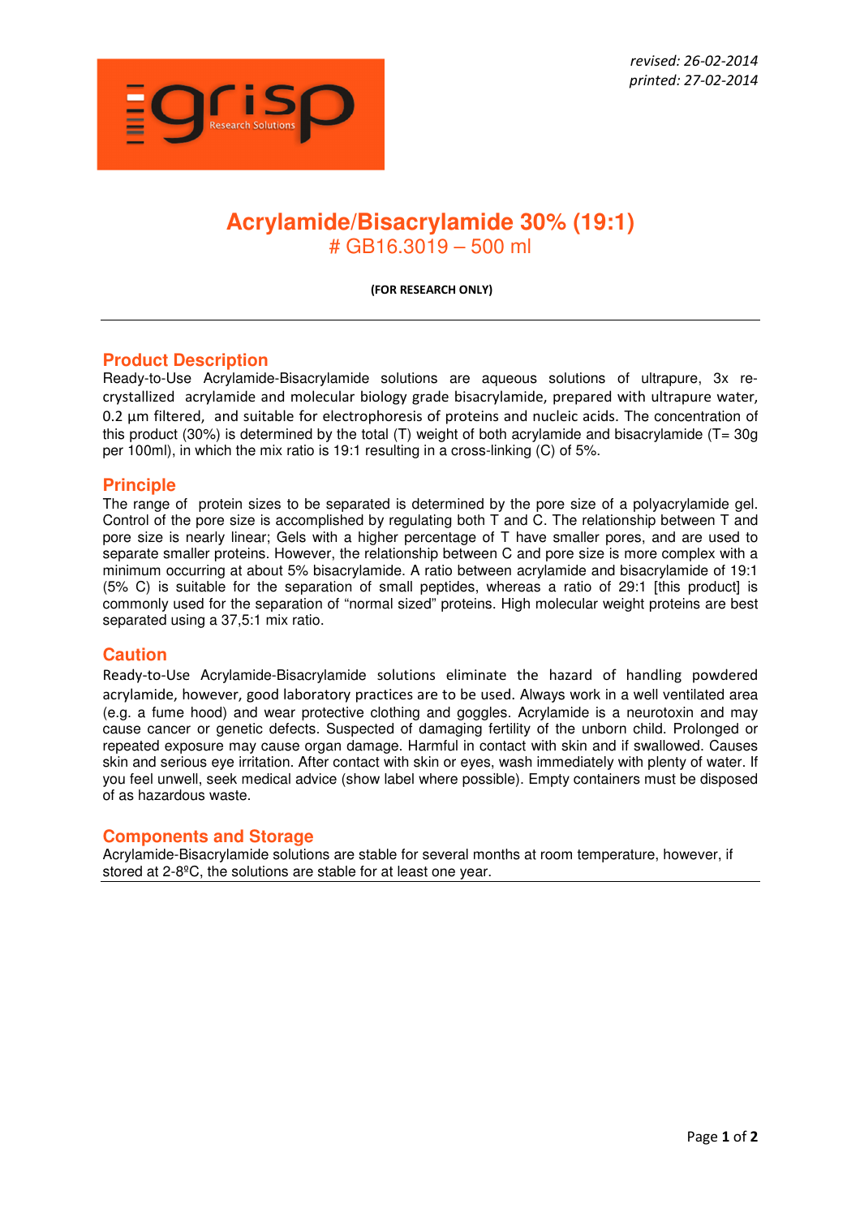revised: 26-02-2014
printed: 27-02-2014

# Acrylamide/Bisacrylamide 30% (19:1)

## # GB16.3019 – 500 ml

**(FOR RESEARCH ONLY)**

---

## Product Description

Ready-to-Use Acrylamide-Bisacrylamide solutions are aqueous solutions of ultrapure, 3x re-crystallized acrylamide and molecular biology grade bisacrylamide, prepared with ultrapure water, 0.2 µm filtered, and suitable for electrophoresis of proteins and nucleic acids. The concentration of this product (30%) is determined by the total (T) weight of both acrylamide and bisacrylamide (T= 30g per 100ml), in which the mix ratio is 19:1 resulting in a cross-linking (C) of 5%.

## Principle

The range of protein sizes to be separated is determined by the pore size of a polyacrylamide gel. Control of the pore size is accomplished by regulating both T and C. The relationship between T and pore size is nearly linear; Gels with a higher percentage of T have smaller pores, and are used to separate smaller proteins. However, the relationship between C and pore size is more complex with a minimum occurring at about 5% bisacrylamide. A ratio between acrylamide and bisacrylamide of 19:1 (5% C) is suitable for the separation of small peptides, whereas a ratio of 29:1 [this product] is commonly used for the separation of "normal sized" proteins. High molecular weight proteins are best separated using a 37,5:1 mix ratio.

## Caution

Ready-to-Use Acrylamide-Bisacrylamide solutions eliminate the hazard of handling powdered acrylamide, however, good laboratory practices are to be used. Always work in a well ventilated area (e.g. a fume hood) and wear protective clothing and goggles. Acrylamide is a neurotoxin and may cause cancer or genetic defects. Suspected of damaging fertility of the unborn child. Prolonged or repeated exposure may cause organ damage. Harmful in contact with skin and if swallowed. Causes skin and serious eye irritation. After contact with skin or eyes, wash immediately with plenty of water. If you feel unwell, seek medical advice (show label where possible). Empty containers must be disposed of as hazardous waste.

## Components and Storage

Acrylamide-Bisacrylamide solutions are stable for several months at room temperature, however, if stored at 2-8ºC, the solutions are stable for at least one year.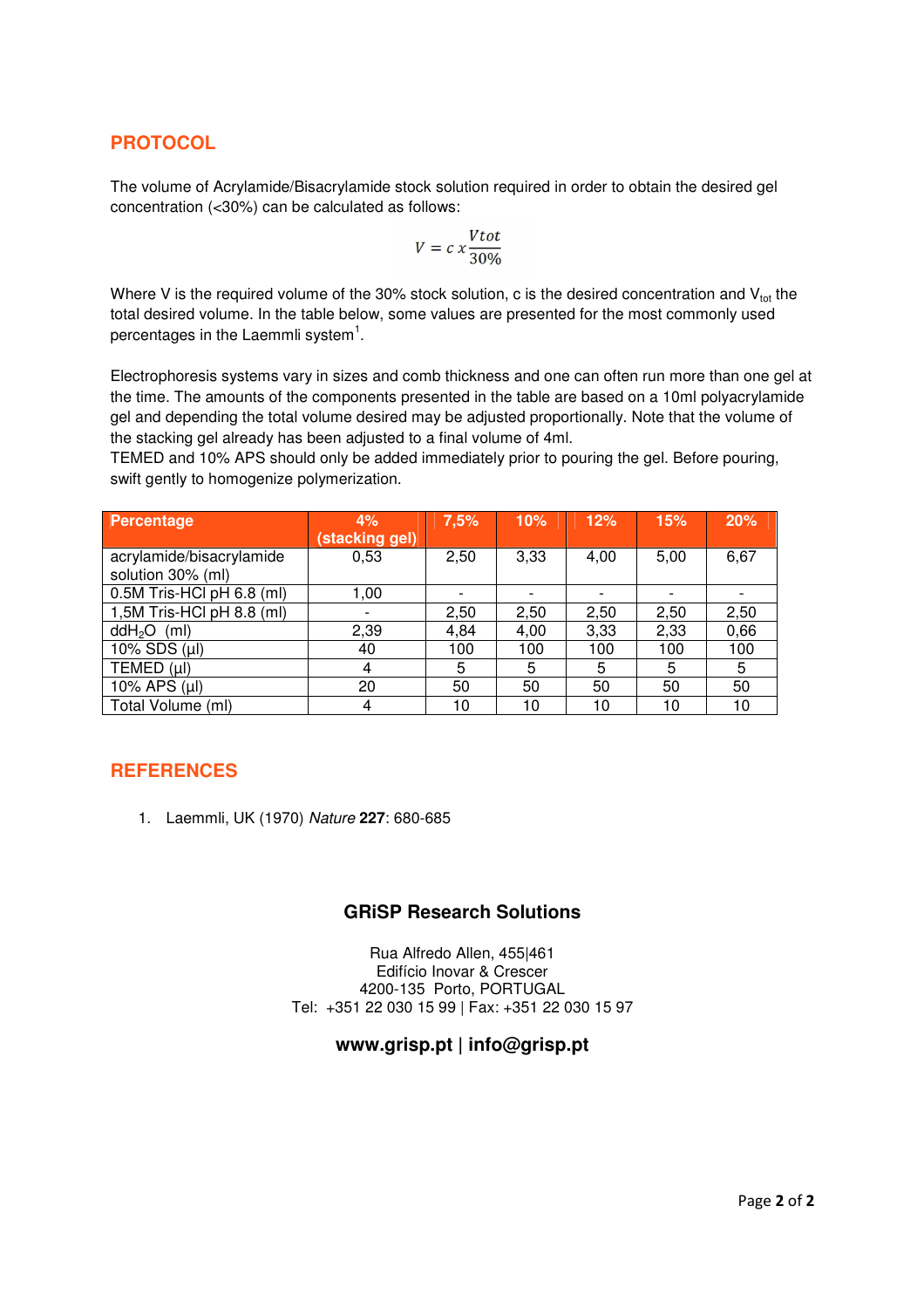## PROTOCOL

The volume of Acrylamide/Bisacrylamide stock solution required in order to obtain the desired gel concentration (<30%) can be calculated as follows:

$$V = c\,x\,\frac{Vtot}{30\%}$$

Where V is the required volume of the 30% stock solution, c is the desired concentration and $V_{tot}$ the total desired volume. In the table below, some values are presented for the most commonly used percentages in the Laemmli system[1].

Electrophoresis systems vary in sizes and comb thickness and one can often run more than one gel at the time. The amounts of the components presented in the table are based on a 10ml polyacrylamide gel and depending the total volume desired may be adjusted proportionally. Note that the volume of the stacking gel already has been adjusted to a final volume of 4ml.
TEMED and 10% APS should only be added immediately prior to pouring the gel. Before pouring, swift gently to homogenize polymerization.

| Percentage | 4% (stacking gel) | 7,5% | 10% | 12% | 15% | 20% |
|---|---|---|---|---|---|---|
| acrylamide/bisacrylamide solution 30% (ml) | 0,53 | 2,50 | 3,33 | 4,00 | 5,00 | 6,67 |
| 0.5M Tris-HCl pH 6.8 (ml) | 1,00 | - | - | - | - | - |
| 1,5M Tris-HCl pH 8.8 (ml) | - | 2,50 | 2,50 | 2,50 | 2,50 | 2,50 |
| dd$H_2O$ (ml) | 2,39 | 4,84 | 4,00 | 3,33 | 2,33 | 0,66 |
| 10% SDS (µl) | 40 | 100 | 100 | 100 | 100 | 100 |
| TEMED (µl) | 4 | 5 | 5 | 5 | 5 | 5 |
| 10% APS (µl) | 20 | 50 | 50 | 50 | 50 | 50 |
| Total Volume (ml) | 4 | 10 | 10 | 10 | 10 | 10 |

## REFERENCES

1. Laemmli, UK (1970) *Nature* **227**: 680-685

**GRiSP Research Solutions**

Rua Alfredo Allen, 455|461
Edifício Inovar & Crescer
4200-135 Porto, PORTUGAL
Tel: +351 22 030 15 99 | Fax: +351 22 030 15 97

**www.grisp.pt | info@grisp.pt**